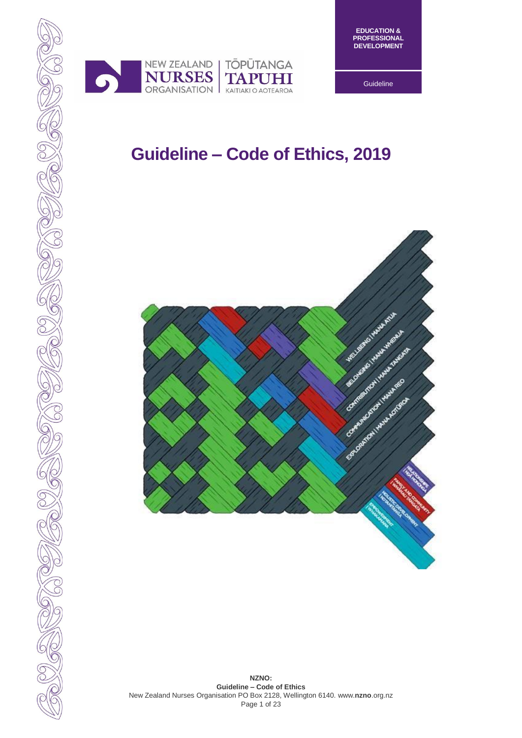NEW ZEALAND NURSES ORGANISATION | TŌPŪTANGA TAPUHI KAITIAKI O AOTEAROA

EDUCATION & PROFESSIONAL DEVELOPMENT

Guideline

# Guideline – Code of Ethics, 2019

NZNO:
Guideline – Code of Ethics
New Zealand Nurses Organisation PO Box 2128, Wellington 6140. www.nzno.org.nz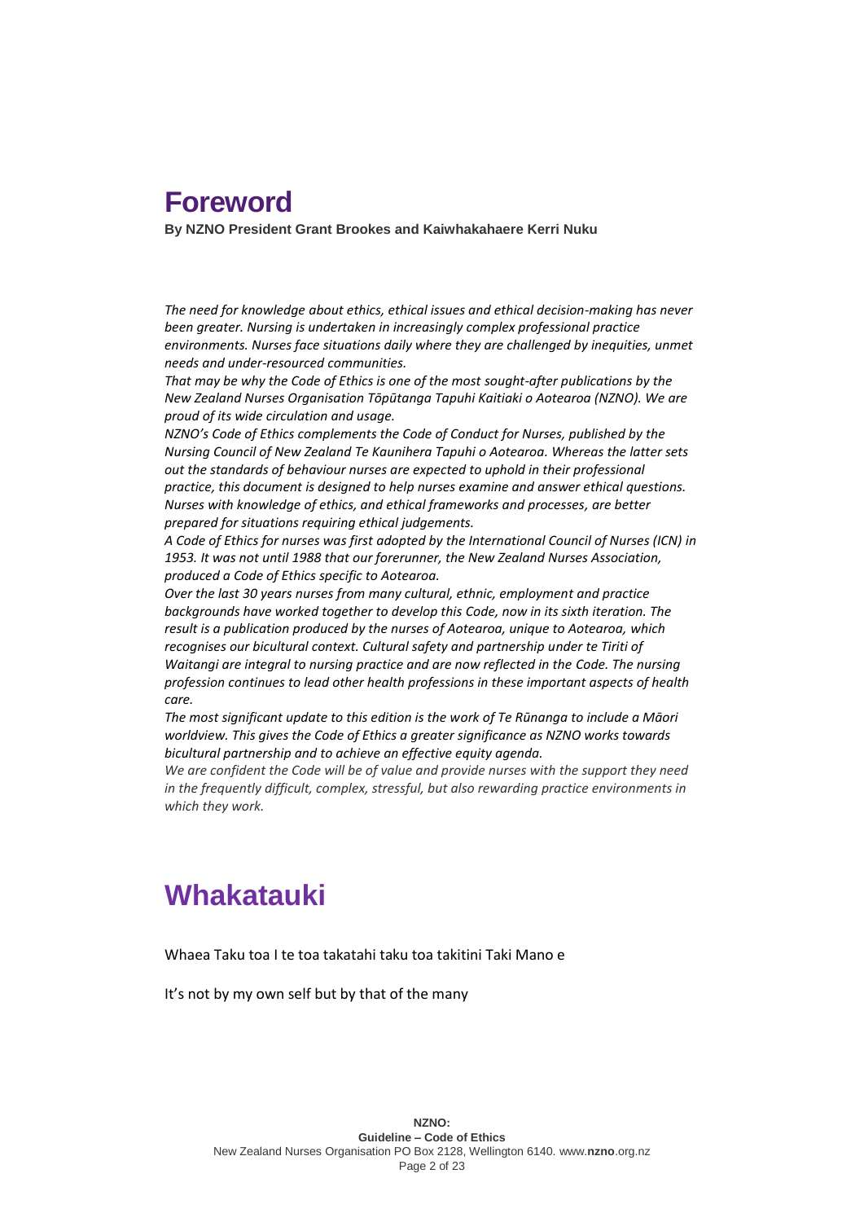# Foreword

**By NZNO President Grant Brookes and Kaiwhakahaere Kerri Nuku**

*The need for knowledge about ethics, ethical issues and ethical decision-making has never been greater. Nursing is undertaken in increasingly complex professional practice environments. Nurses face situations daily where they are challenged by inequities, unmet needs and under-resourced communities.*

*That may be why the Code of Ethics is one of the most sought-after publications by the New Zealand Nurses Organisation Tōpūtanga Tapuhi Kaitiaki o Aotearoa (NZNO). We are proud of its wide circulation and usage.*

*NZNO's Code of Ethics complements the Code of Conduct for Nurses, published by the Nursing Council of New Zealand Te Kaunihera Tapuhi o Aotearoa. Whereas the latter sets out the standards of behaviour nurses are expected to uphold in their professional practice, this document is designed to help nurses examine and answer ethical questions. Nurses with knowledge of ethics, and ethical frameworks and processes, are better prepared for situations requiring ethical judgements.*

*A Code of Ethics for nurses was first adopted by the International Council of Nurses (ICN) in 1953. It was not until 1988 that our forerunner, the New Zealand Nurses Association, produced a Code of Ethics specific to Aotearoa.*

*Over the last 30 years nurses from many cultural, ethnic, employment and practice backgrounds have worked together to develop this Code, now in its sixth iteration. The result is a publication produced by the nurses of Aotearoa, unique to Aotearoa, which recognises our bicultural context. Cultural safety and partnership under te Tiriti of Waitangi are integral to nursing practice and are now reflected in the Code. The nursing profession continues to lead other health professions in these important aspects of health care.*

*The most significant update to this edition is the work of Te Rūnanga to include a Māori worldview. This gives the Code of Ethics a greater significance as NZNO works towards bicultural partnership and to achieve an effective equity agenda.*

*We are confident the Code will be of value and provide nurses with the support they need in the frequently difficult, complex, stressful, but also rewarding practice environments in which they work.*

# Whakatauki

Whaea Taku toa I te toa takatahi taku toa takitini Taki Mano e

It's not by my own self but by that of the many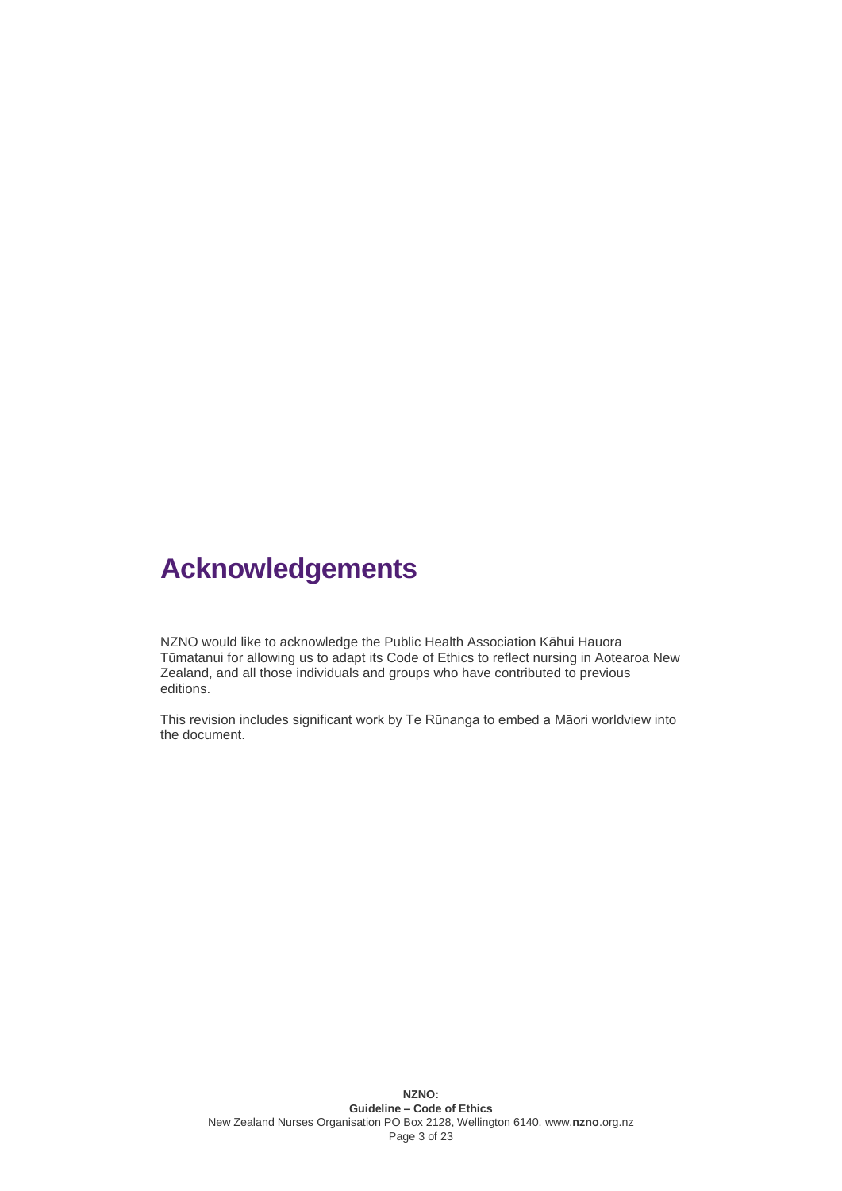# Acknowledgements

NZNO would like to acknowledge the Public Health Association Kāhui Hauora Tūmatanui for allowing us to adapt its Code of Ethics to reflect nursing in Aotearoa New Zealand, and all those individuals and groups who have contributed to previous editions.

This revision includes significant work by Te Rūnanga to embed a Māori worldview into the document.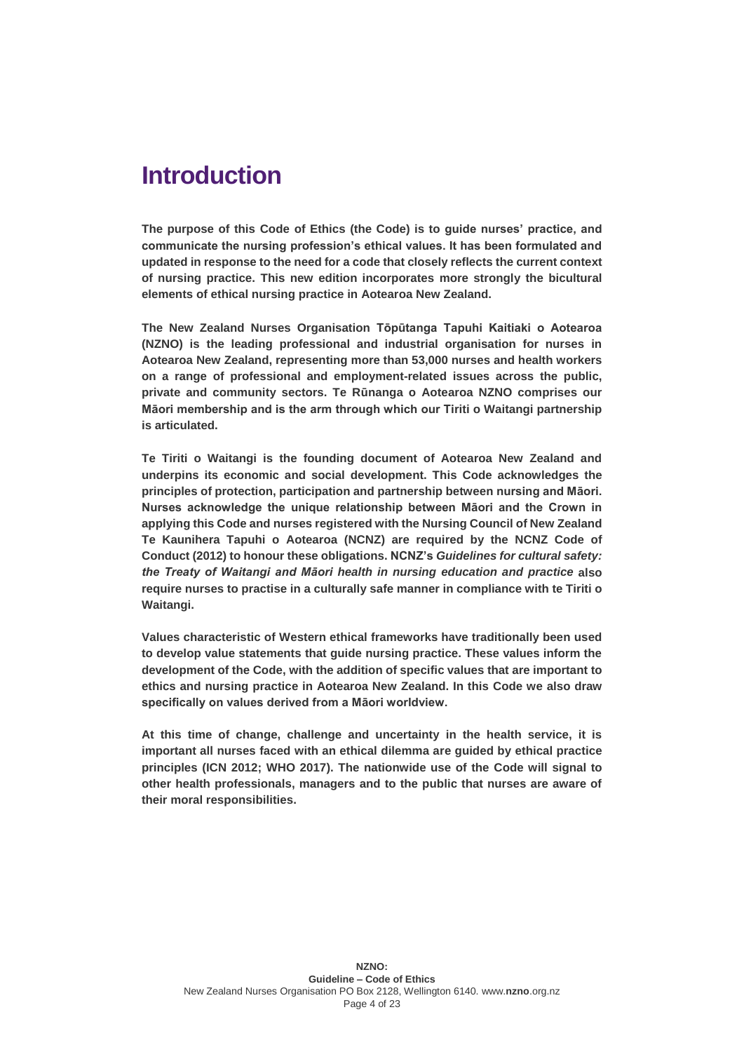# Introduction

**The purpose of this Code of Ethics (the Code) is to guide nurses' practice, and communicate the nursing profession's ethical values. It has been formulated and updated in response to the need for a code that closely reflects the current context of nursing practice. This new edition incorporates more strongly the bicultural elements of ethical nursing practice in Aotearoa New Zealand.**

**The New Zealand Nurses Organisation Tōpūtanga Tapuhi Kaitiaki o Aotearoa (NZNO) is the leading professional and industrial organisation for nurses in Aotearoa New Zealand, representing more than 53,000 nurses and health workers on a range of professional and employment-related issues across the public, private and community sectors. Te Rūnanga o Aotearoa NZNO comprises our Māori membership and is the arm through which our Tiriti o Waitangi partnership is articulated.**

**Te Tiriti o Waitangi is the founding document of Aotearoa New Zealand and underpins its economic and social development. This Code acknowledges the principles of protection, participation and partnership between nursing and Māori. Nurses acknowledge the unique relationship between Māori and the Crown in applying this Code and nurses registered with the Nursing Council of New Zealand Te Kaunihera Tapuhi o Aotearoa (NCNZ) are required by the NCNZ Code of Conduct (2012) to honour these obligations. NCNZ's *Guidelines for cultural safety: the Treaty of Waitangi and Māori health in nursing education and practice* also require nurses to practise in a culturally safe manner in compliance with te Tiriti o Waitangi.**

**Values characteristic of Western ethical frameworks have traditionally been used to develop value statements that guide nursing practice. These values inform the development of the Code, with the addition of specific values that are important to ethics and nursing practice in Aotearoa New Zealand. In this Code we also draw specifically on values derived from a Māori worldview.**

**At this time of change, challenge and uncertainty in the health service, it is important all nurses faced with an ethical dilemma are guided by ethical practice principles (ICN 2012; WHO 2017). The nationwide use of the Code will signal to other health professionals, managers and to the public that nurses are aware of their moral responsibilities.**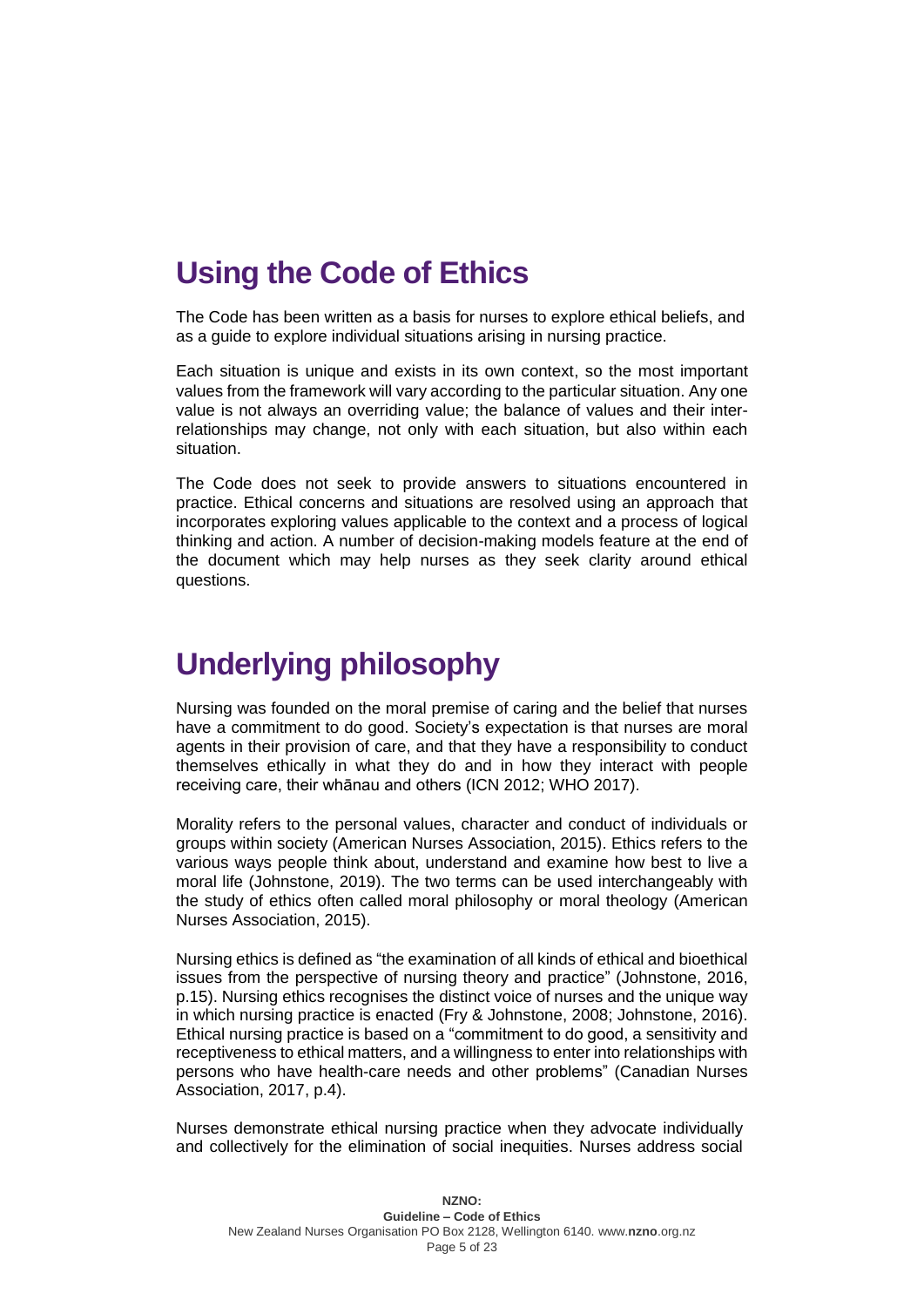# Using the Code of Ethics

The Code has been written as a basis for nurses to explore ethical beliefs, and as a guide to explore individual situations arising in nursing practice.

Each situation is unique and exists in its own context, so the most important values from the framework will vary according to the particular situation. Any one value is not always an overriding value; the balance of values and their inter-relationships may change, not only with each situation, but also within each situation.

The Code does not seek to provide answers to situations encountered in practice. Ethical concerns and situations are resolved using an approach that incorporates exploring values applicable to the context and a process of logical thinking and action. A number of decision-making models feature at the end of the document which may help nurses as they seek clarity around ethical questions.

# Underlying philosophy

Nursing was founded on the moral premise of caring and the belief that nurses have a commitment to do good. Society's expectation is that nurses are moral agents in their provision of care, and that they have a responsibility to conduct themselves ethically in what they do and in how they interact with people receiving care, their whānau and others (ICN 2012; WHO 2017).

Morality refers to the personal values, character and conduct of individuals or groups within society (American Nurses Association, 2015). Ethics refers to the various ways people think about, understand and examine how best to live a moral life (Johnstone, 2019). The two terms can be used interchangeably with the study of ethics often called moral philosophy or moral theology (American Nurses Association, 2015).

Nursing ethics is defined as "the examination of all kinds of ethical and bioethical issues from the perspective of nursing theory and practice" (Johnstone, 2016, p.15). Nursing ethics recognises the distinct voice of nurses and the unique way in which nursing practice is enacted (Fry & Johnstone, 2008; Johnstone, 2016). Ethical nursing practice is based on a "commitment to do good, a sensitivity and receptiveness to ethical matters, and a willingness to enter into relationships with persons who have health-care needs and other problems" (Canadian Nurses Association, 2017, p.4).

Nurses demonstrate ethical nursing practice when they advocate individually and collectively for the elimination of social inequities. Nurses address social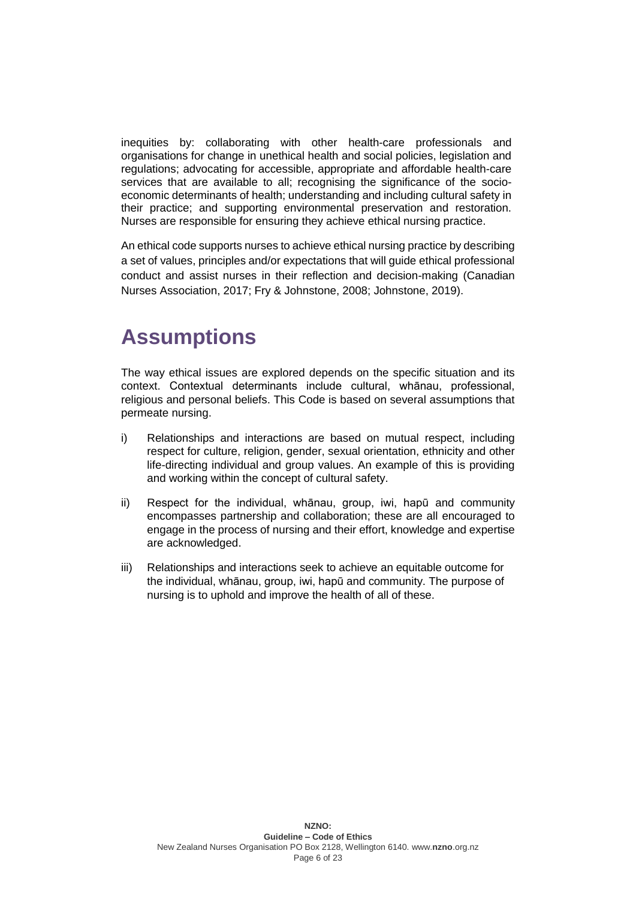inequities by: collaborating with other health-care professionals and organisations for change in unethical health and social policies, legislation and regulations; advocating for accessible, appropriate and affordable health-care services that are available to all; recognising the significance of the socio-economic determinants of health; understanding and including cultural safety in their practice; and supporting environmental preservation and restoration. Nurses are responsible for ensuring they achieve ethical nursing practice.

An ethical code supports nurses to achieve ethical nursing practice by describing a set of values, principles and/or expectations that will guide ethical professional conduct and assist nurses in their reflection and decision-making (Canadian Nurses Association, 2017; Fry & Johnstone, 2008; Johnstone, 2019).

# Assumptions

The way ethical issues are explored depends on the specific situation and its context. Contextual determinants include cultural, whānau, professional, religious and personal beliefs. This Code is based on several assumptions that permeate nursing.

i) Relationships and interactions are based on mutual respect, including respect for culture, religion, gender, sexual orientation, ethnicity and other life-directing individual and group values. An example of this is providing and working within the concept of cultural safety.

ii) Respect for the individual, whānau, group, iwi, hapū and community encompasses partnership and collaboration; these are all encouraged to engage in the process of nursing and their effort, knowledge and expertise are acknowledged.

iii) Relationships and interactions seek to achieve an equitable outcome for the individual, whānau, group, iwi, hapū and community. The purpose of nursing is to uphold and improve the health of all of these.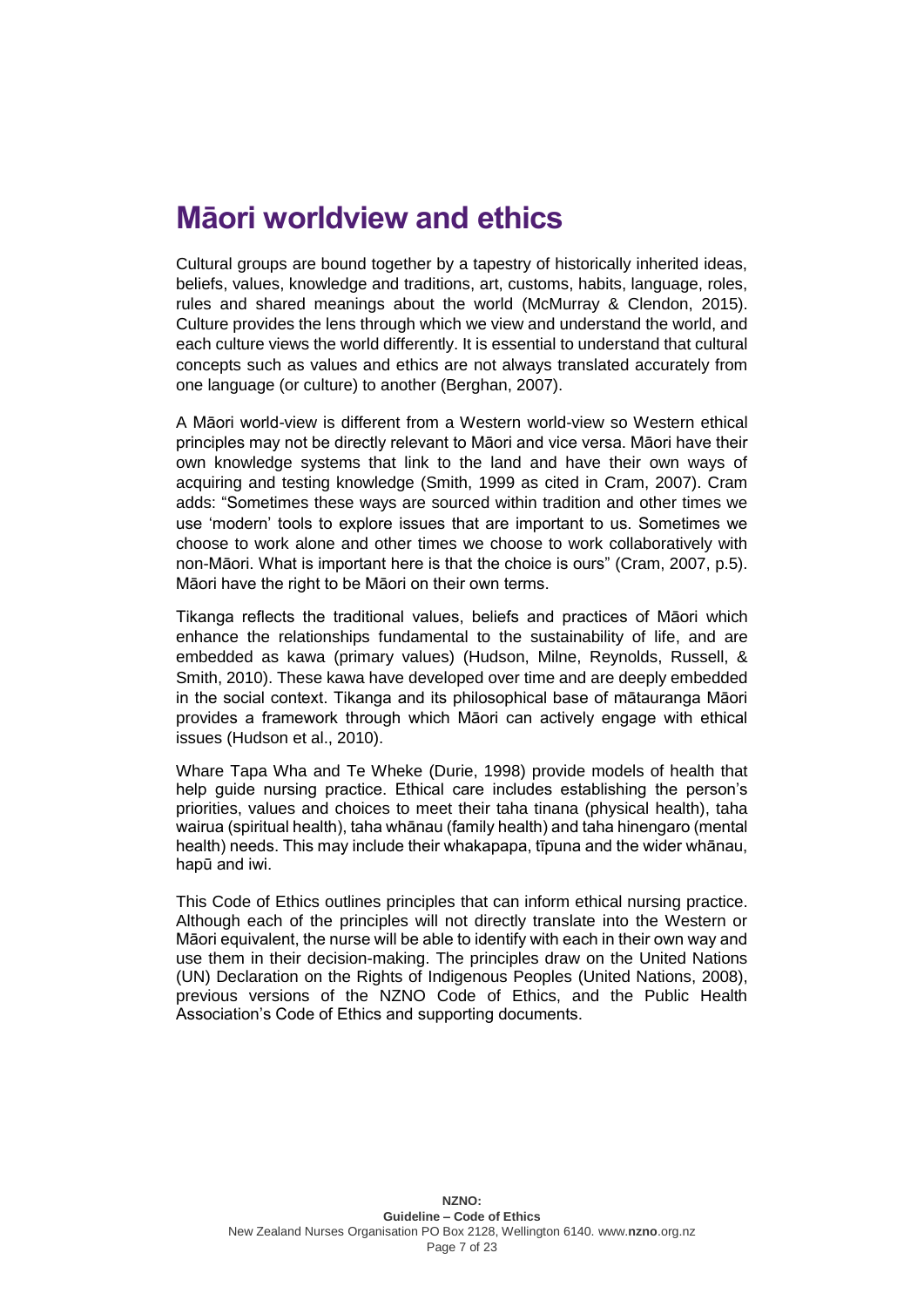# Māori worldview and ethics

Cultural groups are bound together by a tapestry of historically inherited ideas, beliefs, values, knowledge and traditions, art, customs, habits, language, roles, rules and shared meanings about the world (McMurray & Clendon, 2015). Culture provides the lens through which we view and understand the world, and each culture views the world differently. It is essential to understand that cultural concepts such as values and ethics are not always translated accurately from one language (or culture) to another (Berghan, 2007).

A Māori world-view is different from a Western world-view so Western ethical principles may not be directly relevant to Māori and vice versa. Māori have their own knowledge systems that link to the land and have their own ways of acquiring and testing knowledge (Smith, 1999 as cited in Cram, 2007). Cram adds: "Sometimes these ways are sourced within tradition and other times we use 'modern' tools to explore issues that are important to us. Sometimes we choose to work alone and other times we choose to work collaboratively with non-Māori. What is important here is that the choice is ours" (Cram, 2007, p.5). Māori have the right to be Māori on their own terms.

Tikanga reflects the traditional values, beliefs and practices of Māori which enhance the relationships fundamental to the sustainability of life, and are embedded as kawa (primary values) (Hudson, Milne, Reynolds, Russell, & Smith, 2010). These kawa have developed over time and are deeply embedded in the social context. Tikanga and its philosophical base of mātauranga Māori provides a framework through which Māori can actively engage with ethical issues (Hudson et al., 2010).

Whare Tapa Wha and Te Wheke (Durie, 1998) provide models of health that help guide nursing practice. Ethical care includes establishing the person's priorities, values and choices to meet their taha tinana (physical health), taha wairua (spiritual health), taha whānau (family health) and taha hinengaro (mental health) needs. This may include their whakapapa, tīpuna and the wider whānau, hapū and iwi.

This Code of Ethics outlines principles that can inform ethical nursing practice. Although each of the principles will not directly translate into the Western or Māori equivalent, the nurse will be able to identify with each in their own way and use them in their decision-making. The principles draw on the United Nations (UN) Declaration on the Rights of Indigenous Peoples (United Nations, 2008), previous versions of the NZNO Code of Ethics, and the Public Health Association's Code of Ethics and supporting documents.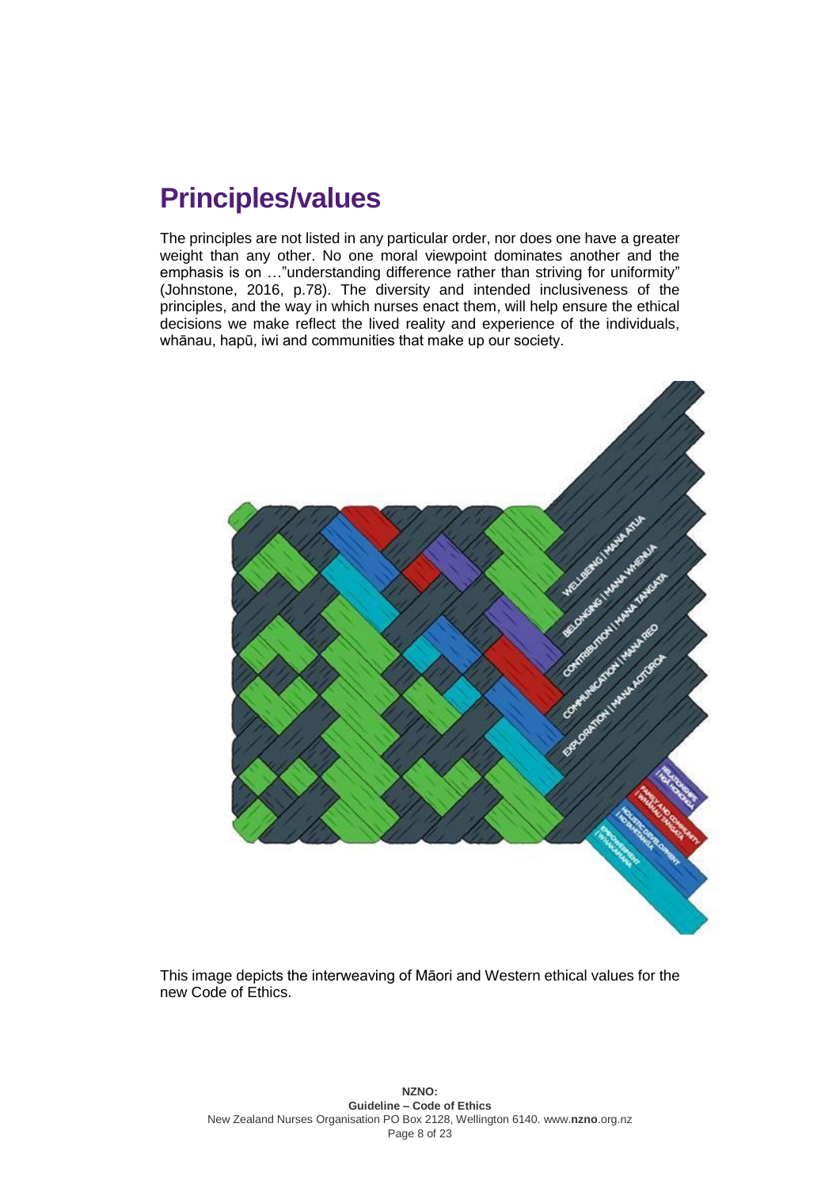## Principles/values

The principles are not listed in any particular order, nor does one have a greater weight than any other. No one moral viewpoint dominates another and the emphasis is on …"understanding difference rather than striving for uniformity" (Johnstone, 2016, p.78). The diversity and intended inclusiveness of the principles, and the way in which nurses enact them, will help ensure the ethical decisions we make reflect the lived reality and experience of the individuals, whānau, hapū, iwi and communities that make up our society.

This image depicts the interweaving of Māori and Western ethical values for the new Code of Ethics.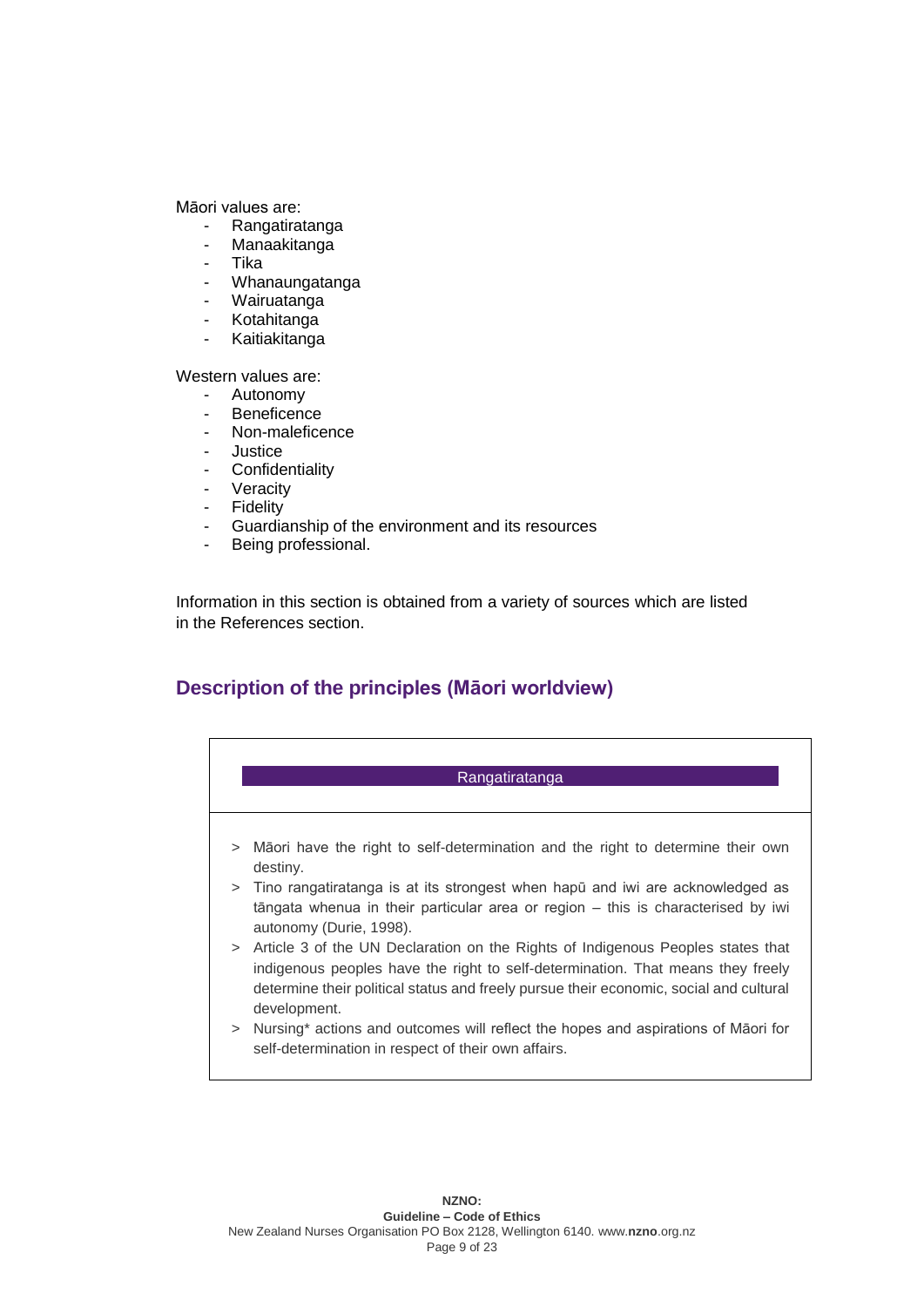Māori values are:

- Rangatiratanga
- Manaakitanga
- Tika
- Whanaungatanga
- Wairuatanga
- Kotahitanga
- Kaitiakitanga

Western values are:

- Autonomy
- Beneficence
- Non-maleficence
- Justice
- Confidentiality
- Veracity
- Fidelity
- Guardianship of the environment and its resources
- Being professional.

Information in this section is obtained from a variety of sources which are listed in the References section.

## Description of the principles (Māori worldview)

| Rangatiratanga |
|---|
| > Māori have the right to self-determination and the right to determine their own destiny.<br>> Tino rangatiratanga is at its strongest when hapū and iwi are acknowledged as tāngata whenua in their particular area or region – this is characterised by iwi autonomy (Durie, 1998).<br>> Article 3 of the UN Declaration on the Rights of Indigenous Peoples states that indigenous peoples have the right to self-determination. That means they freely determine their political status and freely pursue their economic, social and cultural development.<br>> Nursing* actions and outcomes will reflect the hopes and aspirations of Māori for self-determination in respect of their own affairs. |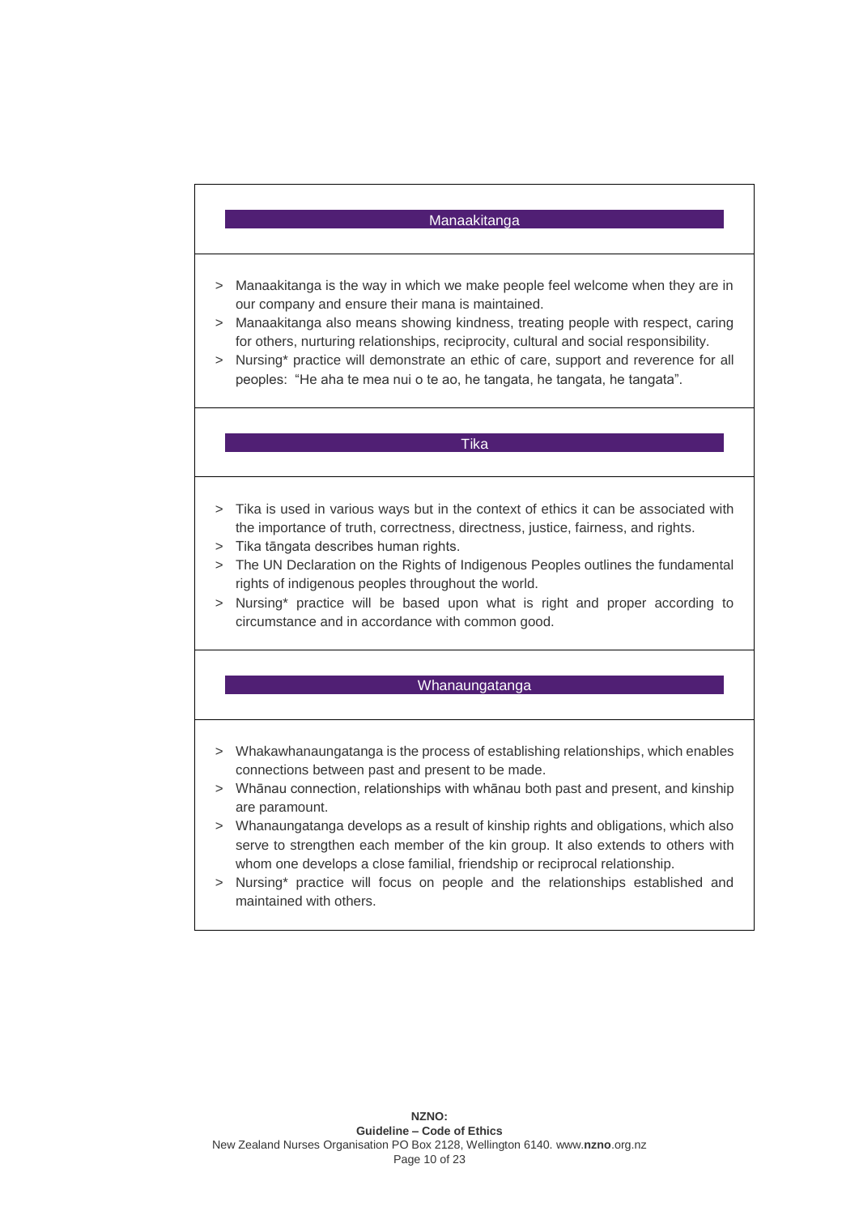## Manaakitanga

- Manaakitanga is the way in which we make people feel welcome when they are in our company and ensure their mana is maintained.
- Manaakitanga also means showing kindness, treating people with respect, caring for others, nurturing relationships, reciprocity, cultural and social responsibility.
- Nursing* practice will demonstrate an ethic of care, support and reverence for all peoples: "He aha te mea nui o te ao, he tangata, he tangata, he tangata".

## Tika

- Tika is used in various ways but in the context of ethics it can be associated with the importance of truth, correctness, directness, justice, fairness, and rights.
- Tika tāngata describes human rights.
- The UN Declaration on the Rights of Indigenous Peoples outlines the fundamental rights of indigenous peoples throughout the world.
- Nursing* practice will be based upon what is right and proper according to circumstance and in accordance with common good.

## Whanaungatanga

- Whakawhanaungatanga is the process of establishing relationships, which enables connections between past and present to be made.
- Whānau connection, relationships with whānau both past and present, and kinship are paramount.
- Whanaungatanga develops as a result of kinship rights and obligations, which also serve to strengthen each member of the kin group. It also extends to others with whom one develops a close familial, friendship or reciprocal relationship.
- Nursing* practice will focus on people and the relationships established and maintained with others.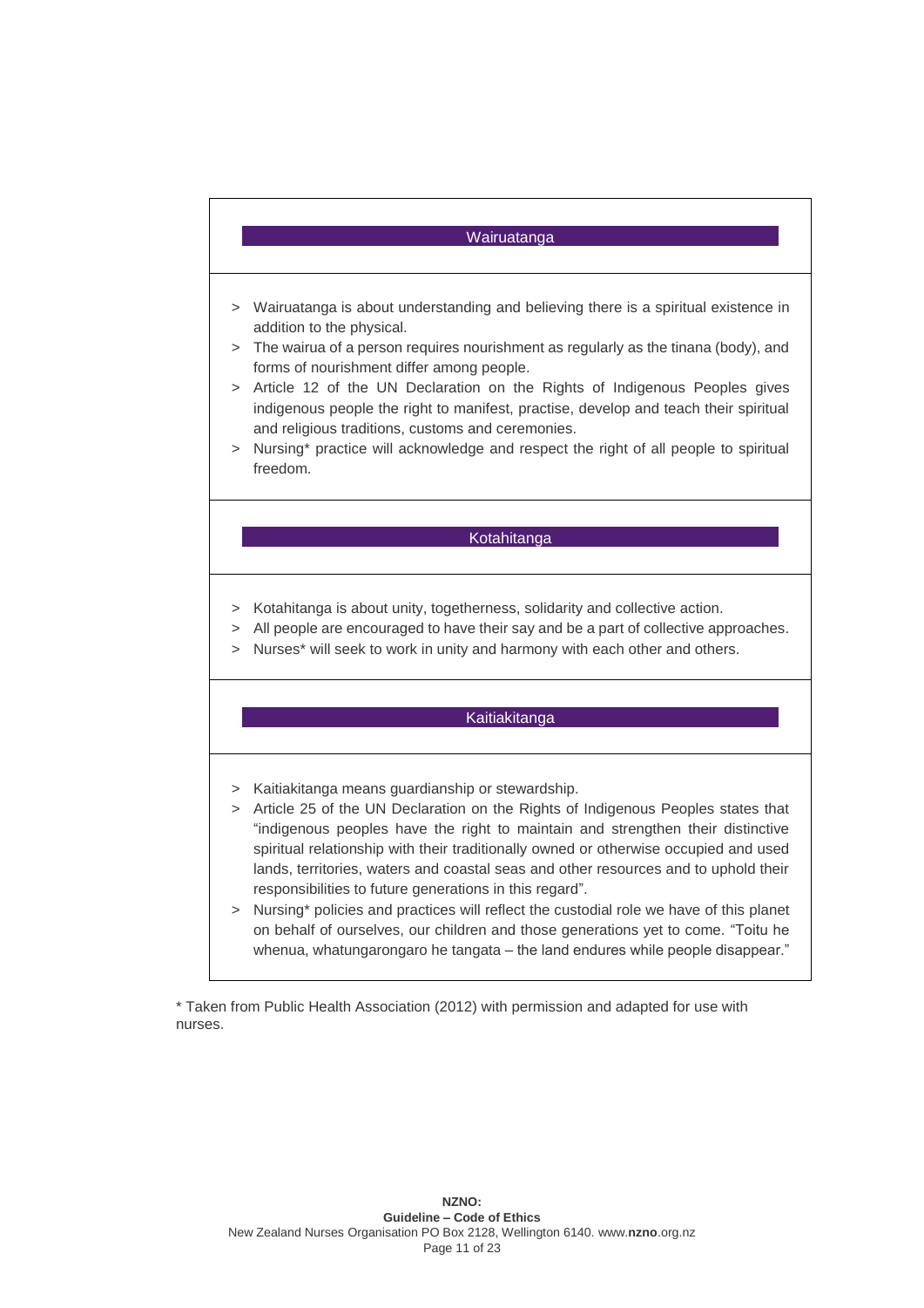## Wairuatanga

- Wairuatanga is about understanding and believing there is a spiritual existence in addition to the physical.
- The wairua of a person requires nourishment as regularly as the tinana (body), and forms of nourishment differ among people.
- Article 12 of the UN Declaration on the Rights of Indigenous Peoples gives indigenous people the right to manifest, practise, develop and teach their spiritual and religious traditions, customs and ceremonies.
- Nursing* practice will acknowledge and respect the right of all people to spiritual freedom.

## Kotahitanga

- Kotahitanga is about unity, togetherness, solidarity and collective action.
- All people are encouraged to have their say and be a part of collective approaches.
- Nurses* will seek to work in unity and harmony with each other and others.

## Kaitiakitanga

- Kaitiakitanga means guardianship or stewardship.
- Article 25 of the UN Declaration on the Rights of Indigenous Peoples states that "indigenous peoples have the right to maintain and strengthen their distinctive spiritual relationship with their traditionally owned or otherwise occupied and used lands, territories, waters and coastal seas and other resources and to uphold their responsibilities to future generations in this regard".
- Nursing* policies and practices will reflect the custodial role we have of this planet on behalf of ourselves, our children and those generations yet to come. "Toitu he whenua, whatungarongaro he tangata – the land endures while people disappear."

* Taken from Public Health Association (2012) with permission and adapted for use with nurses.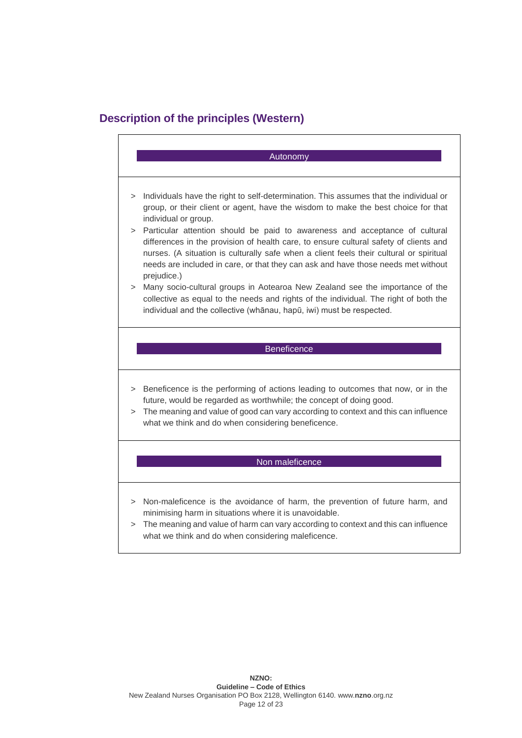## Description of the principles (Western)

### Autonomy

- Individuals have the right to self-determination. This assumes that the individual or group, or their client or agent, have the wisdom to make the best choice for that individual or group.
- Particular attention should be paid to awareness and acceptance of cultural differences in the provision of health care, to ensure cultural safety of clients and nurses. (A situation is culturally safe when a client feels their cultural or spiritual needs are included in care, or that they can ask and have those needs met without prejudice.)
- Many socio-cultural groups in Aotearoa New Zealand see the importance of the collective as equal to the needs and rights of the individual. The right of both the individual and the collective (whānau, hapū, iwi) must be respected.

### Beneficence

- Beneficence is the performing of actions leading to outcomes that now, or in the future, would be regarded as worthwhile; the concept of doing good.
- The meaning and value of good can vary according to context and this can influence what we think and do when considering beneficence.

### Non maleficence

- Non-maleficence is the avoidance of harm, the prevention of future harm, and minimising harm in situations where it is unavoidable.
- The meaning and value of harm can vary according to context and this can influence what we think and do when considering maleficence.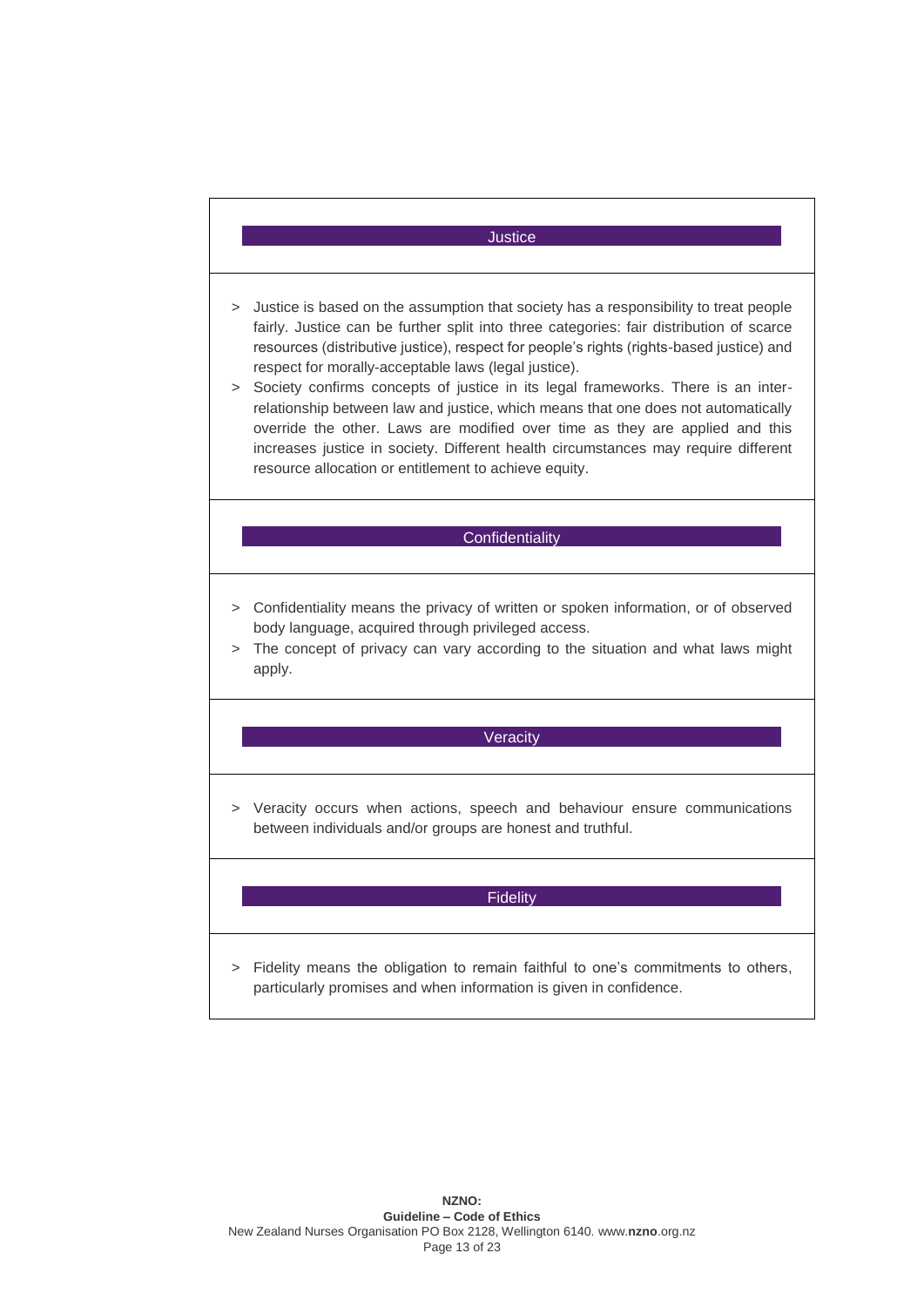### Justice

- Justice is based on the assumption that society has a responsibility to treat people fairly. Justice can be further split into three categories: fair distribution of scarce resources (distributive justice), respect for people's rights (rights-based justice) and respect for morally-acceptable laws (legal justice).
- Society confirms concepts of justice in its legal frameworks. There is an inter-relationship between law and justice, which means that one does not automatically override the other. Laws are modified over time as they are applied and this increases justice in society. Different health circumstances may require different resource allocation or entitlement to achieve equity.

### Confidentiality

- Confidentiality means the privacy of written or spoken information, or of observed body language, acquired through privileged access.
- The concept of privacy can vary according to the situation and what laws might apply.

### Veracity

- Veracity occurs when actions, speech and behaviour ensure communications between individuals and/or groups are honest and truthful.

### Fidelity

- Fidelity means the obligation to remain faithful to one's commitments to others, particularly promises and when information is given in confidence.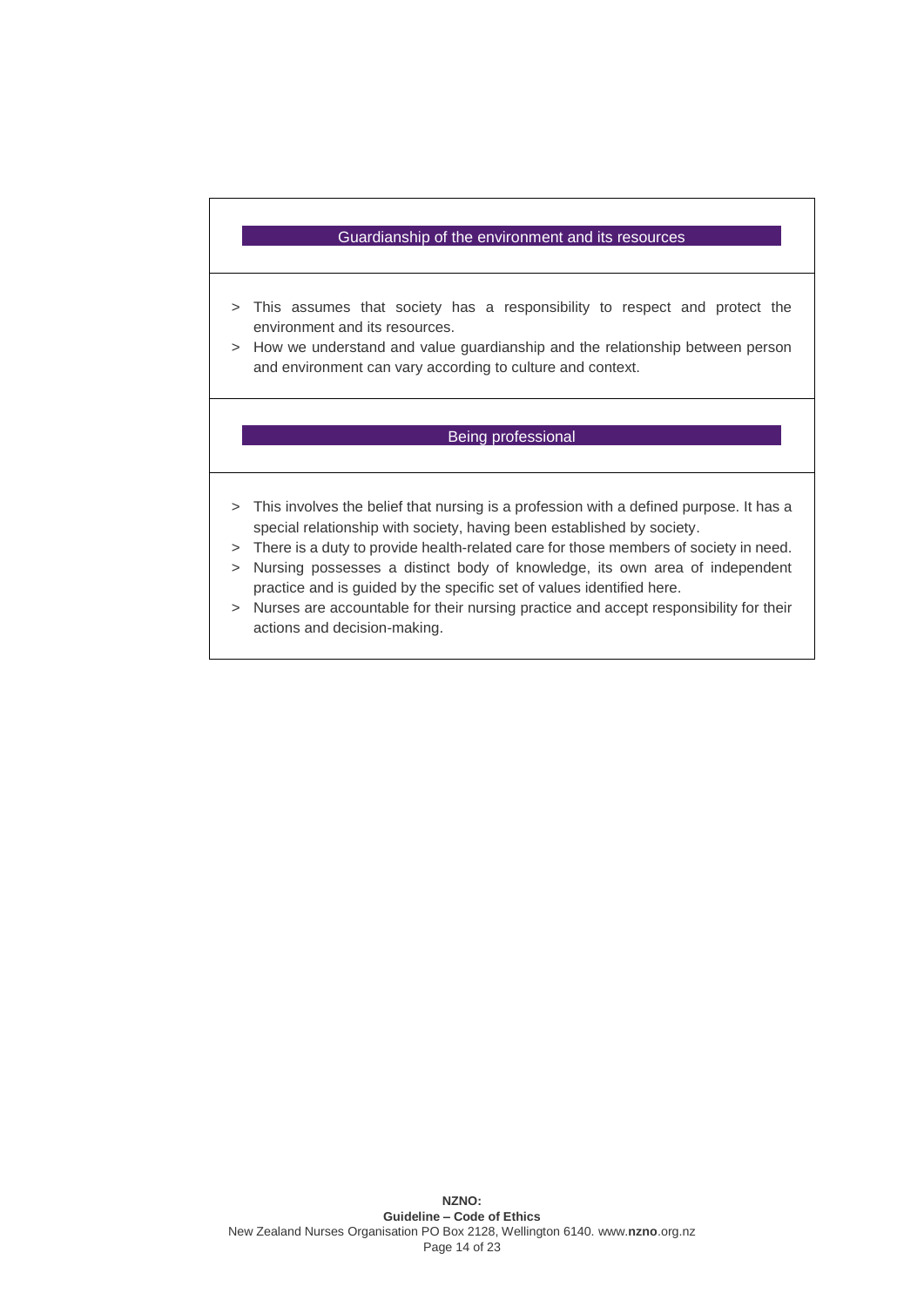### Guardianship of the environment and its resources

- This assumes that society has a responsibility to respect and protect the environment and its resources.
- How we understand and value guardianship and the relationship between person and environment can vary according to culture and context.

### Being professional

- This involves the belief that nursing is a profession with a defined purpose. It has a special relationship with society, having been established by society.
- There is a duty to provide health-related care for those members of society in need.
- Nursing possesses a distinct body of knowledge, its own area of independent practice and is guided by the specific set of values identified here.
- Nurses are accountable for their nursing practice and accept responsibility for their actions and decision-making.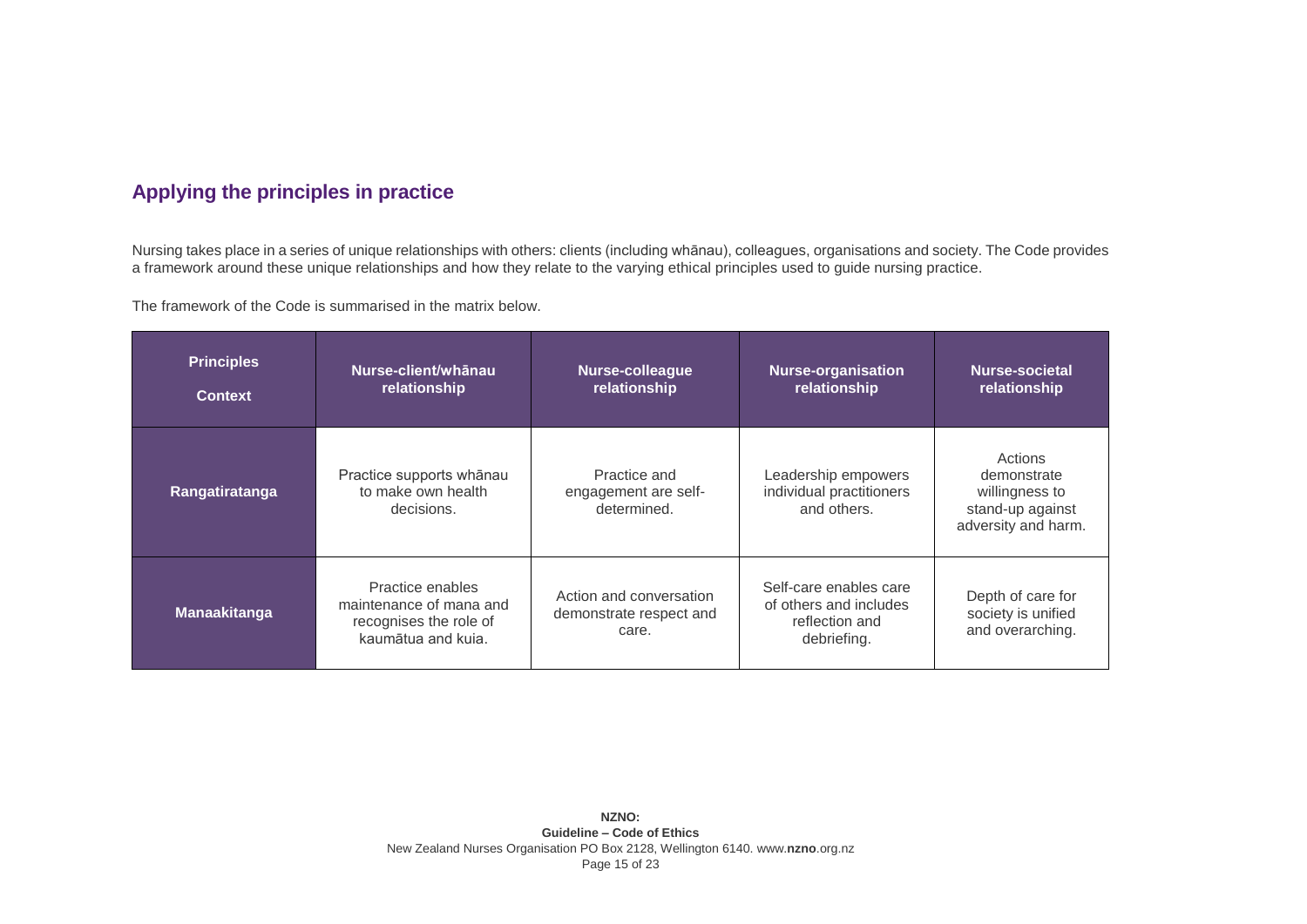## Applying the principles in practice

Nursing takes place in a series of unique relationships with others: clients (including whānau), colleagues, organisations and society. The Code provides a framework around these unique relationships and how they relate to the varying ethical principles used to guide nursing practice.

The framework of the Code is summarised in the matrix below.

| Principles / Context | Nurse-client/whānau relationship | Nurse-colleague relationship | Nurse-organisation relationship | Nurse-societal relationship |
|---|---|---|---|---|
| **Rangatiratanga** | Practice supports whānau to make own health decisions. | Practice and engagement are self-determined. | Leadership empowers individual practitioners and others. | Actions demonstrate willingness to stand-up against adversity and harm. |
| **Manaakitanga** | Practice enables maintenance of mana and recognises the role of kaumātua and kuia. | Action and conversation demonstrate respect and care. | Self-care enables care of others and includes reflection and debriefing. | Depth of care for society is unified and overarching. |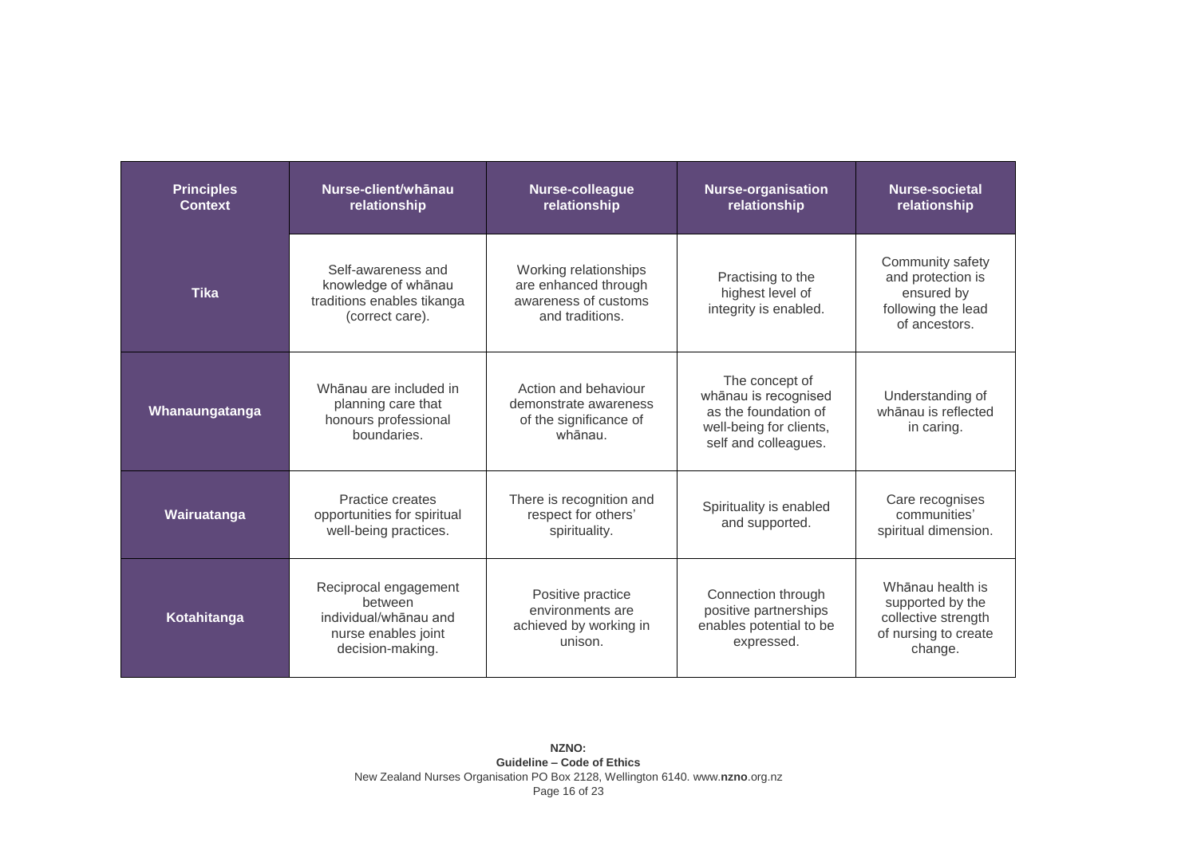| Principles Context | Nurse-client/whānau relationship | Nurse-colleague relationship | Nurse-organisation relationship | Nurse-societal relationship |
|---|---|---|---|---|
| **Tika** | Self-awareness and knowledge of whānau traditions enables tikanga (correct care). | Working relationships are enhanced through awareness of customs and traditions. | Practising to the highest level of integrity is enabled. | Community safety and protection is ensured by following the lead of ancestors. |
| **Whanaungatanga** | Whānau are included in planning care that honours professional boundaries. | Action and behaviour demonstrate awareness of the significance of whānau. | The concept of whānau is recognised as the foundation of well-being for clients, self and colleagues. | Understanding of whānau is reflected in caring. |
| **Wairuatanga** | Practice creates opportunities for spiritual well-being practices. | There is recognition and respect for others' spirituality. | Spirituality is enabled and supported. | Care recognises communities' spiritual dimension. |
| **Kotahitanga** | Reciprocal engagement between individual/whānau and nurse enables joint decision-making. | Positive practice environments are achieved by working in unison. | Connection through positive partnerships enables potential to be expressed. | Whānau health is supported by the collective strength of nursing to create change. |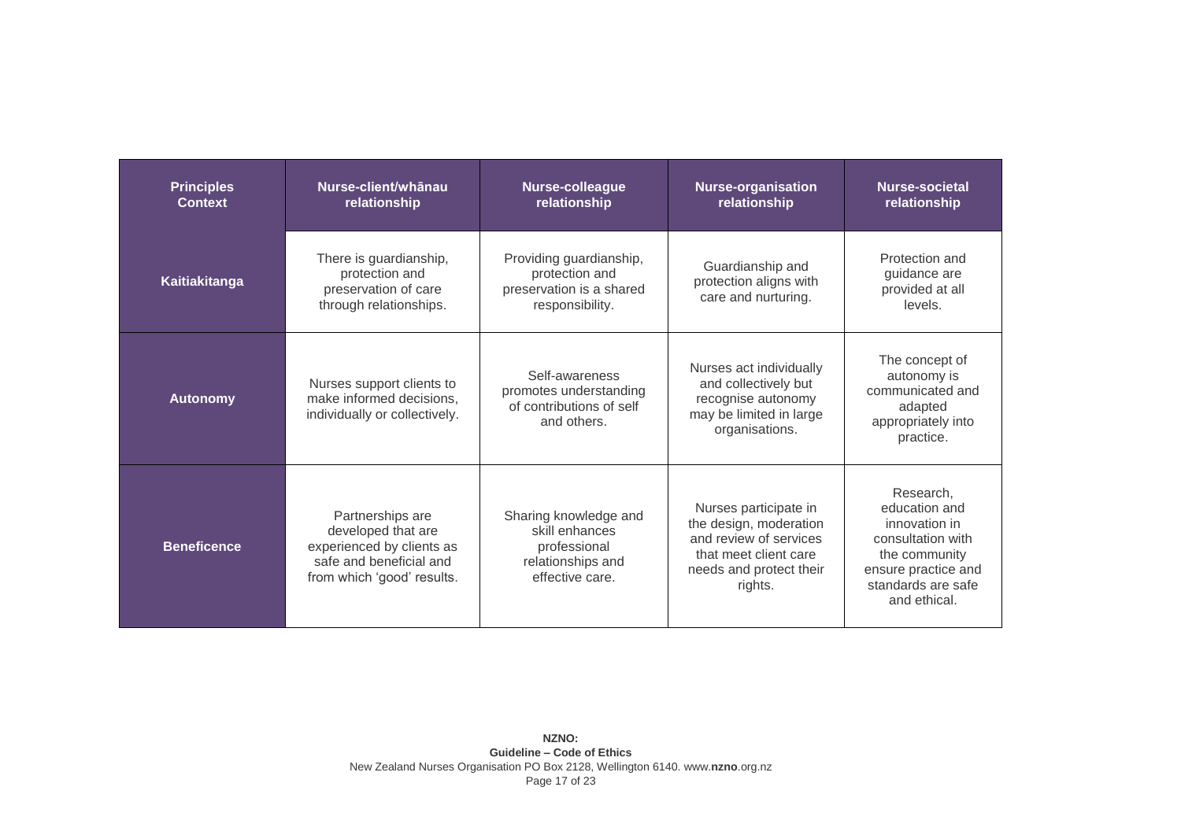| Principles Context | Nurse-client/whānau relationship | Nurse-colleague relationship | Nurse-organisation relationship | Nurse-societal relationship |
|---|---|---|---|---|
| **Kaitiakitanga** | There is guardianship, protection and preservation of care through relationships. | Providing guardianship, protection and preservation is a shared responsibility. | Guardianship and protection aligns with care and nurturing. | Protection and guidance are provided at all levels. |
| **Autonomy** | Nurses support clients to make informed decisions, individually or collectively. | Self-awareness promotes understanding of contributions of self and others. | Nurses act individually and collectively but recognise autonomy may be limited in large organisations. | The concept of autonomy is communicated and adapted appropriately into practice. |
| **Beneficence** | Partnerships are developed that are experienced by clients as safe and beneficial and from which 'good' results. | Sharing knowledge and skill enhances professional relationships and effective care. | Nurses participate in the design, moderation and review of services that meet client care needs and protect their rights. | Research, education and innovation in consultation with the community ensure practice and standards are safe and ethical. |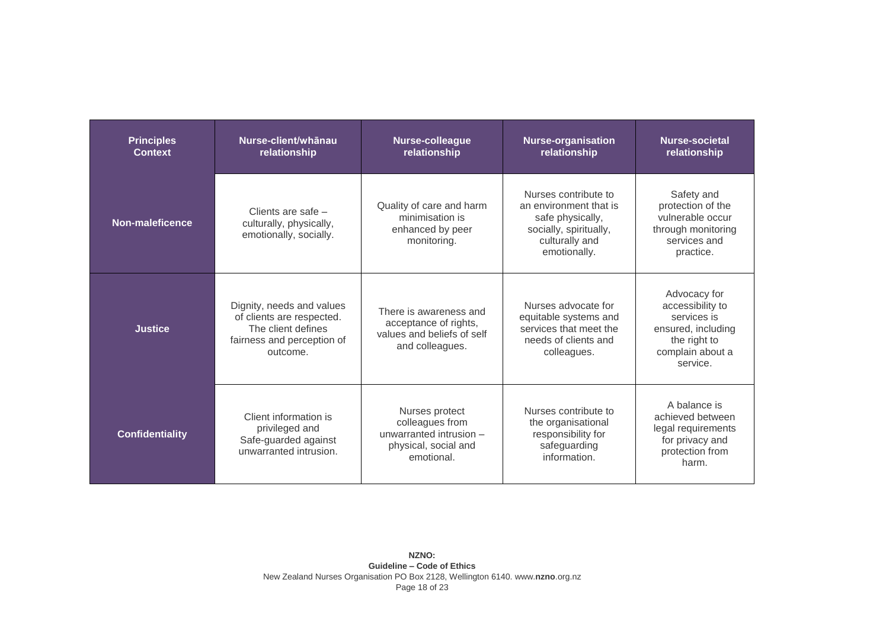| Principles Context | Nurse-client/whānau relationship | Nurse-colleague relationship | Nurse-organisation relationship | Nurse-societal relationship |
|---|---|---|---|---|
| **Non-maleficence** | Clients are safe – culturally, physically, emotionally, socially. | Quality of care and harm minimisation is enhanced by peer monitoring. | Nurses contribute to an environment that is safe physically, socially, spiritually, culturally and emotionally. | Safety and protection of the vulnerable occur through monitoring services and practice. |
| **Justice** | Dignity, needs and values of clients are respected. The client defines fairness and perception of outcome. | There is awareness and acceptance of rights, values and beliefs of self and colleagues. | Nurses advocate for equitable systems and services that meet the needs of clients and colleagues. | Advocacy for accessibility to services is ensured, including the right to complain about a service. |
| **Confidentiality** | Client information is privileged and Safe-guarded against unwarranted intrusion. | Nurses protect colleagues from unwarranted intrusion – physical, social and emotional. | Nurses contribute to the organisational responsibility for safeguarding information. | A balance is achieved between legal requirements for privacy and protection from harm. |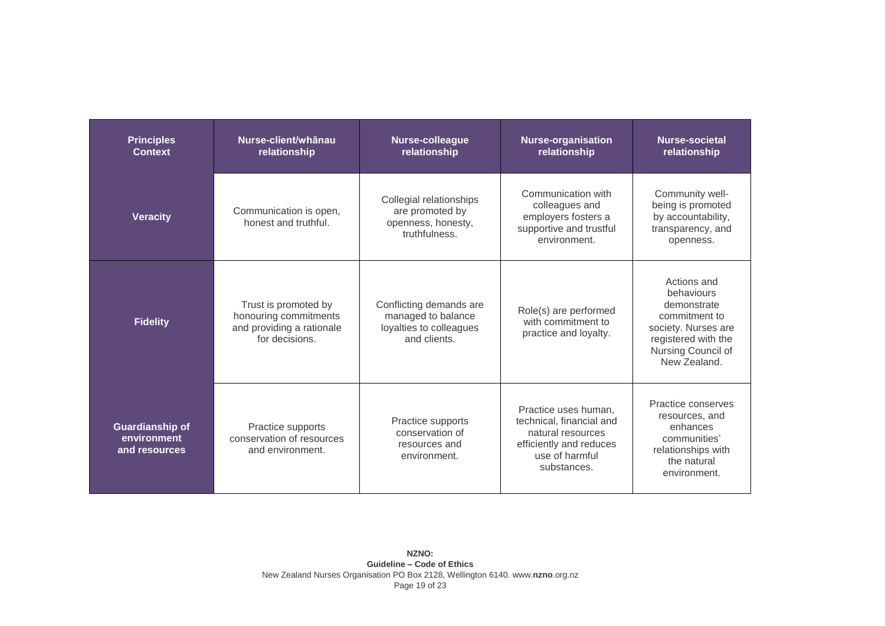| Principles Context | Nurse-client/whānau relationship | Nurse-colleague relationship | Nurse-organisation relationship | Nurse-societal relationship |
|---|---|---|---|---|
| **Veracity** | Communication is open, honest and truthful. | Collegial relationships are promoted by openness, honesty, truthfulness. | Communication with colleagues and employers fosters a supportive and trustful environment. | Community well-being is promoted by accountability, transparency, and openness. |
| **Fidelity** | Trust is promoted by honouring commitments and providing a rationale for decisions. | Conflicting demands are managed to balance loyalties to colleagues and clients. | Role(s) are performed with commitment to practice and loyalty. | Actions and behaviours demonstrate commitment to society. Nurses are registered with the Nursing Council of New Zealand. |
| **Guardianship of environment and resources** | Practice supports conservation of resources and environment. | Practice supports conservation of resources and environment. | Practice uses human, technical, financial and natural resources efficiently and reduces use of harmful substances. | Practice conserves resources, and enhances communities' relationships with the natural environment. |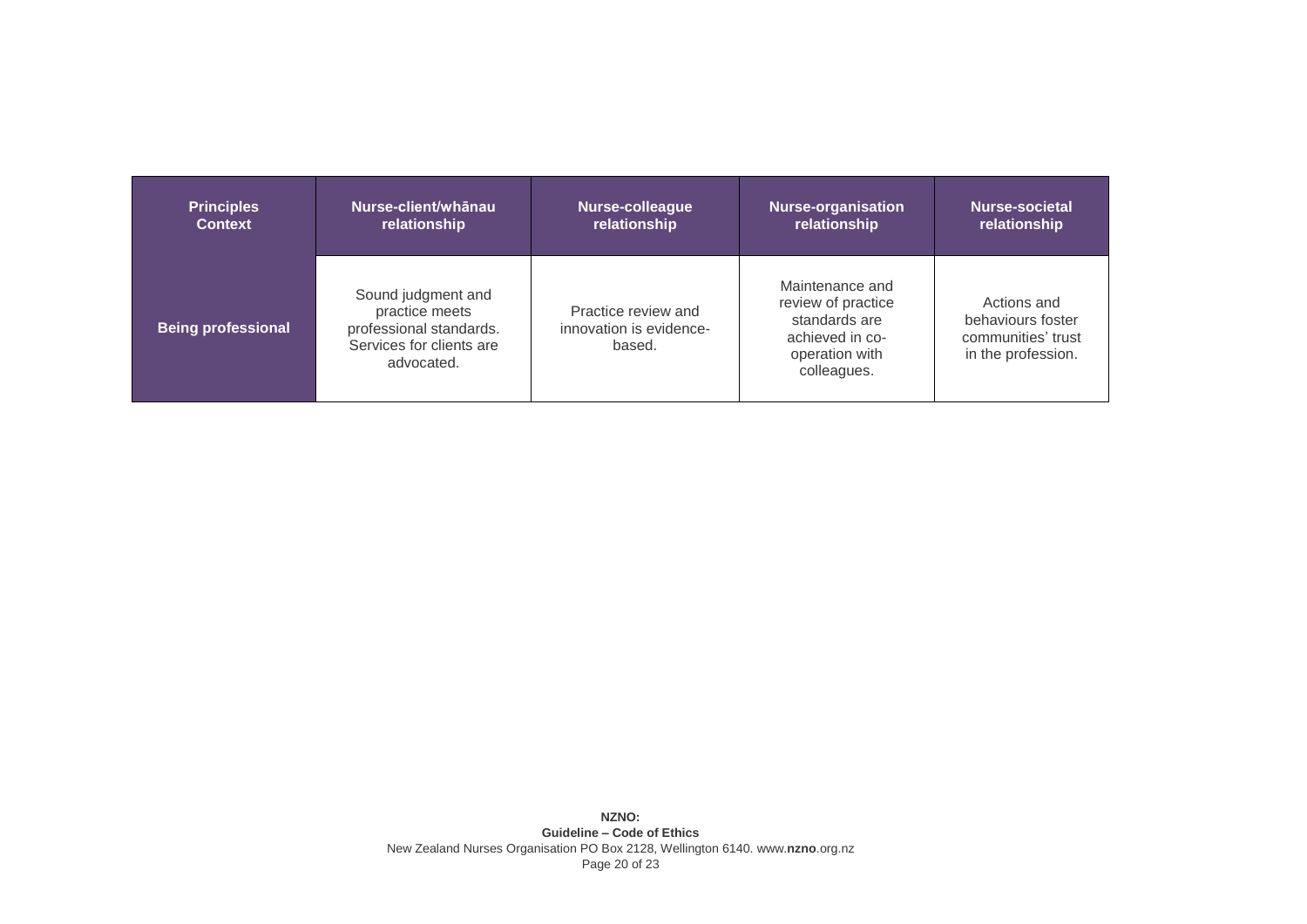| Principles Context | Nurse-client/whānau relationship | Nurse-colleague relationship | Nurse-organisation relationship | Nurse-societal relationship |
|---|---|---|---|---|
| **Being professional** | Sound judgment and practice meets professional standards. Services for clients are advocated. | Practice review and innovation is evidence-based. | Maintenance and review of practice standards are achieved in co-operation with colleagues. | Actions and behaviours foster communities' trust in the profession. |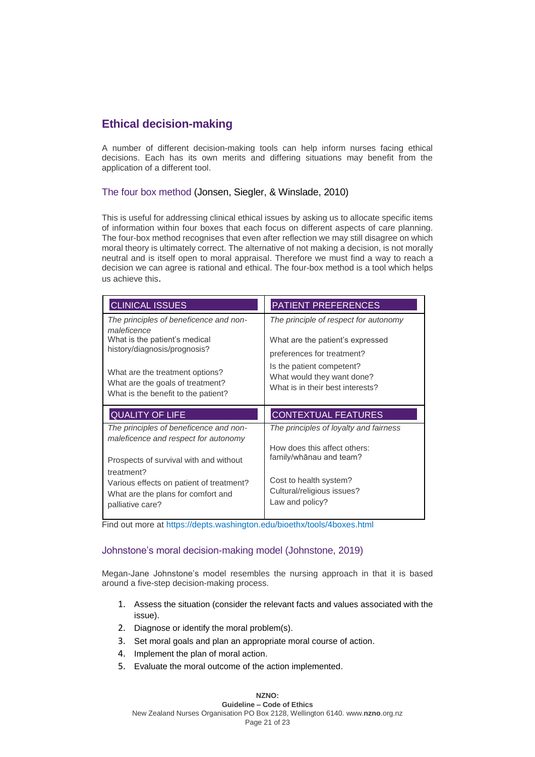## Ethical decision-making

A number of different decision-making tools can help inform nurses facing ethical decisions. Each has its own merits and differing situations may benefit from the application of a different tool.

### The four box method (Jonsen, Siegler, & Winslade, 2010)

This is useful for addressing clinical ethical issues by asking us to allocate specific items of information within four boxes that each focus on different aspects of care planning. The four-box method recognises that even after reflection we may still disagree on which moral theory is ultimately correct. The alternative of not making a decision, is not morally neutral and is itself open to moral appraisal. Therefore we must find a way to reach a decision we can agree is rational and ethical. The four-box method is a tool which helps us achieve this.

| CLINICAL ISSUES | PATIENT PREFERENCES |
|---|---|
| *The principles of beneficence and non-maleficence*<br>What is the patient's medical history/diagnosis/prognosis?<br><br>What are the treatment options?<br>What are the goals of treatment?<br>What is the benefit to the patient? | *The principle of respect for autonomy*<br><br>What are the patient's expressed preferences for treatment?<br>Is the patient competent?<br>What would they want done?<br>What is in their best interests? |
| **QUALITY OF LIFE** | **CONTEXTUAL FEATURES** |
| *The principles of beneficence and non-maleficence and respect for autonomy*<br><br>Prospects of survival with and without treatment?<br>Various effects on patient of treatment?<br>What are the plans for comfort and palliative care? | *The principles of loyalty and fairness*<br><br>How does this affect others: family/whānau and team?<br><br>Cost to health system?<br>Cultural/religious issues?<br>Law and policy? |

Find out more at https://depts.washington.edu/bioethx/tools/4boxes.html

### Johnstone's moral decision-making model (Johnstone, 2019)

Megan-Jane Johnstone's model resembles the nursing approach in that it is based around a five-step decision-making process.

1. Assess the situation (consider the relevant facts and values associated with the issue).
2. Diagnose or identify the moral problem(s).
3. Set moral goals and plan an appropriate moral course of action.
4. Implement the plan of moral action.
5. Evaluate the moral outcome of the action implemented.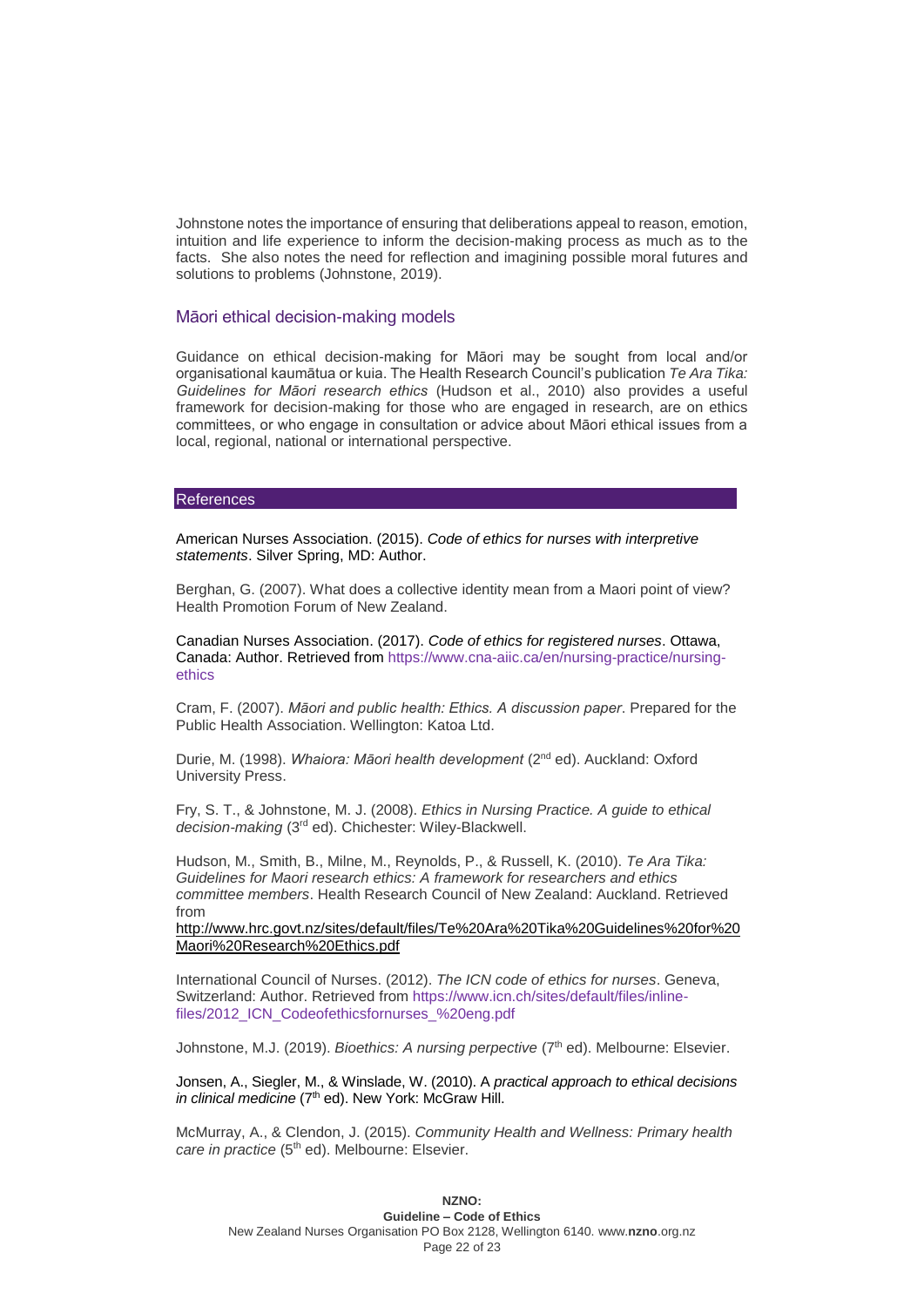Johnstone notes the importance of ensuring that deliberations appeal to reason, emotion, intuition and life experience to inform the decision-making process as much as to the facts. She also notes the need for reflection and imagining possible moral futures and solutions to problems (Johnstone, 2019).

### Māori ethical decision-making models

Guidance on ethical decision-making for Māori may be sought from local and/or organisational kaumātua or kuia. The Health Research Council's publication *Te Ara Tika: Guidelines for Māori research ethics* (Hudson et al., 2010) also provides a useful framework for decision-making for those who are engaged in research, are on ethics committees, or who engage in consultation or advice about Māori ethical issues from a local, regional, national or international perspective.

## References

American Nurses Association. (2015). *Code of ethics for nurses with interpretive statements*. Silver Spring, MD: Author.

Berghan, G. (2007). What does a collective identity mean from a Maori point of view? Health Promotion Forum of New Zealand.

Canadian Nurses Association. (2017). *Code of ethics for registered nurses*. Ottawa, Canada: Author. Retrieved from https://www.cna-aiic.ca/en/nursing-practice/nursing-ethics

Cram, F. (2007). *Māori and public health: Ethics. A discussion paper*. Prepared for the Public Health Association. Wellington: Katoa Ltd.

Durie, M. (1998). *Whaiora: Māori health development* (2nd ed). Auckland: Oxford University Press.

Fry, S. T., & Johnstone, M. J. (2008). *Ethics in Nursing Practice. A guide to ethical decision-making* (3rd ed). Chichester: Wiley-Blackwell.

Hudson, M., Smith, B., Milne, M., Reynolds, P., & Russell, K. (2010). *Te Ara Tika: Guidelines for Maori research ethics: A framework for researchers and ethics committee members*. Health Research Council of New Zealand: Auckland. Retrieved from http://www.hrc.govt.nz/sites/default/files/Te%20Ara%20Tika%20Guidelines%20for%20Maori%20Research%20Ethics.pdf

International Council of Nurses. (2012). *The ICN code of ethics for nurses*. Geneva, Switzerland: Author. Retrieved from https://www.icn.ch/sites/default/files/inline-files/2012_ICN_Codeofethicsfornurses_%20eng.pdf

Johnstone, M.J. (2019). *Bioethics: A nursing perpective* (7th ed). Melbourne: Elsevier.

Jonsen, A., Siegler, M., & Winslade, W. (2010). A *practical approach to ethical decisions in clinical medicine* (7th ed). New York: McGraw Hill.

McMurray, A., & Clendon, J. (2015). *Community Health and Wellness: Primary health care in practice* (5th ed). Melbourne: Elsevier.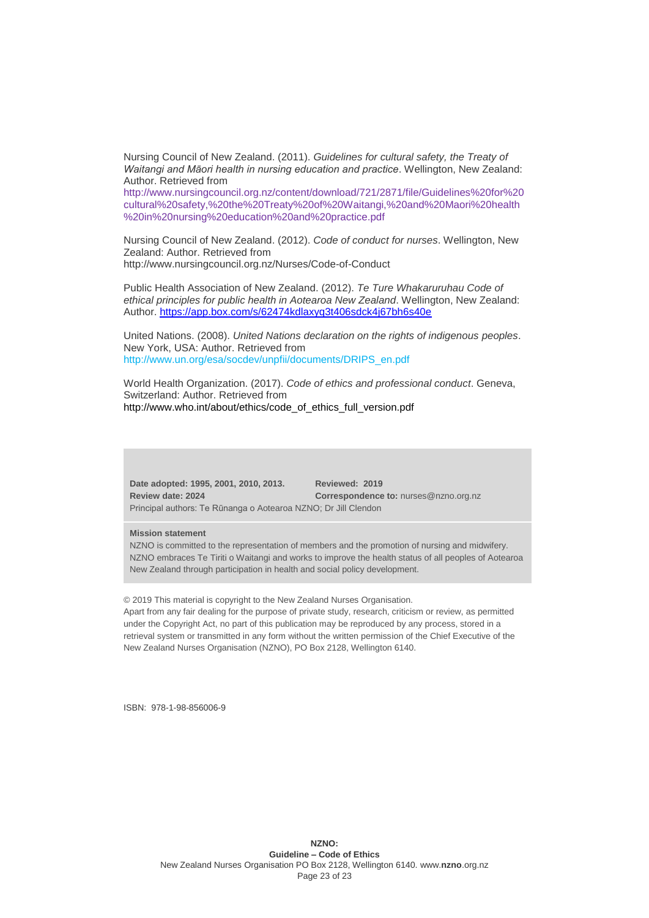Nursing Council of New Zealand. (2011). *Guidelines for cultural safety, the Treaty of Waitangi and Māori health in nursing education and practice*. Wellington, New Zealand: Author. Retrieved from http://www.nursingcouncil.org.nz/content/download/721/2871/file/Guidelines%20for%20cultural%20safety,%20the%20Treaty%20of%20Waitangi,%20and%20Maori%20health%20in%20nursing%20education%20and%20practice.pdf

Nursing Council of New Zealand. (2012). *Code of conduct for nurses*. Wellington, New Zealand: Author. Retrieved from http://www.nursingcouncil.org.nz/Nurses/Code-of-Conduct

Public Health Association of New Zealand. (2012). *Te Ture Whakaruruhau Code of ethical principles for public health in Aotearoa New Zealand*. Wellington, New Zealand: Author. https://app.box.com/s/62474kdlaxyq3t406sdck4j67bh6s40e

United Nations. (2008). *United Nations declaration on the rights of indigenous peoples*. New York, USA: Author. Retrieved from http://www.un.org/esa/socdev/unpfii/documents/DRIPS_en.pdf

World Health Organization. (2017). *Code of ethics and professional conduct*. Geneva, Switzerland: Author. Retrieved from http://www.who.int/about/ethics/code_of_ethics_full_version.pdf

**Date adopted: 1995, 2001, 2010, 2013.** **Reviewed: 2019**
**Review date: 2024** **Correspondence to:** nurses@nzno.org.nz
Principal authors: Te Rūnanga o Aotearoa NZNO; Dr Jill Clendon

**Mission statement**

NZNO is committed to the representation of members and the promotion of nursing and midwifery. NZNO embraces Te Tiriti o Waitangi and works to improve the health status of all peoples of Aotearoa New Zealand through participation in health and social policy development.

© 2019 This material is copyright to the New Zealand Nurses Organisation.
Apart from any fair dealing for the purpose of private study, research, criticism or review, as permitted under the Copyright Act, no part of this publication may be reproduced by any process, stored in a retrieval system or transmitted in any form without the written permission of the Chief Executive of the New Zealand Nurses Organisation (NZNO), PO Box 2128, Wellington 6140.

ISBN: 978-1-98-856006-9